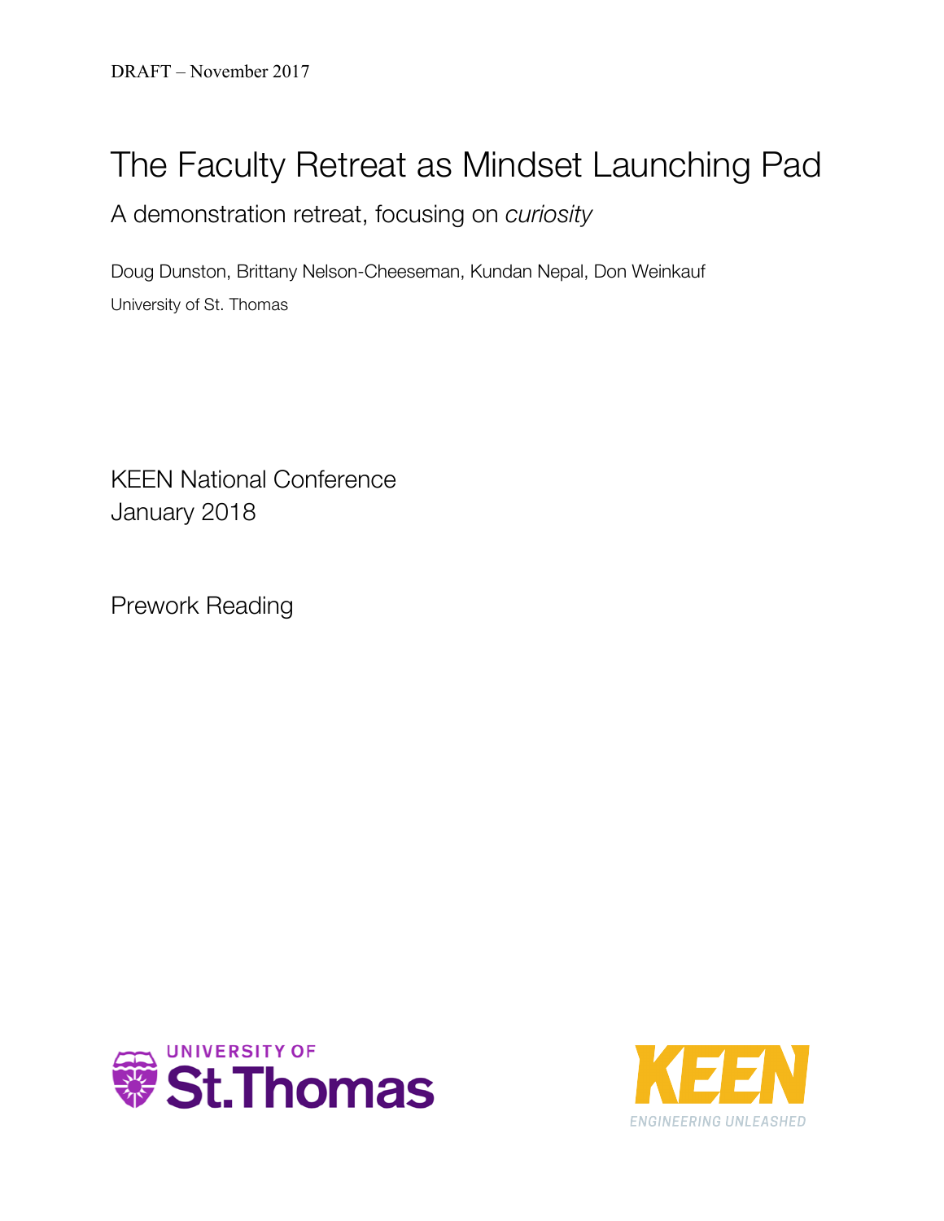DRAFT – November 2017

# The Faculty Retreat as Mindset Launching Pad

## A demonstration retreat, focusing on *curiosity*

Doug Dunston, Brittany Nelson-Cheeseman, Kundan Nepal, Don Weinkauf

University of St. Thomas

KEEN National Conference
January 2018

Prework Reading

UNIVERSITY OF St.Thomas

KEEN ENGINEERING UNLEASHED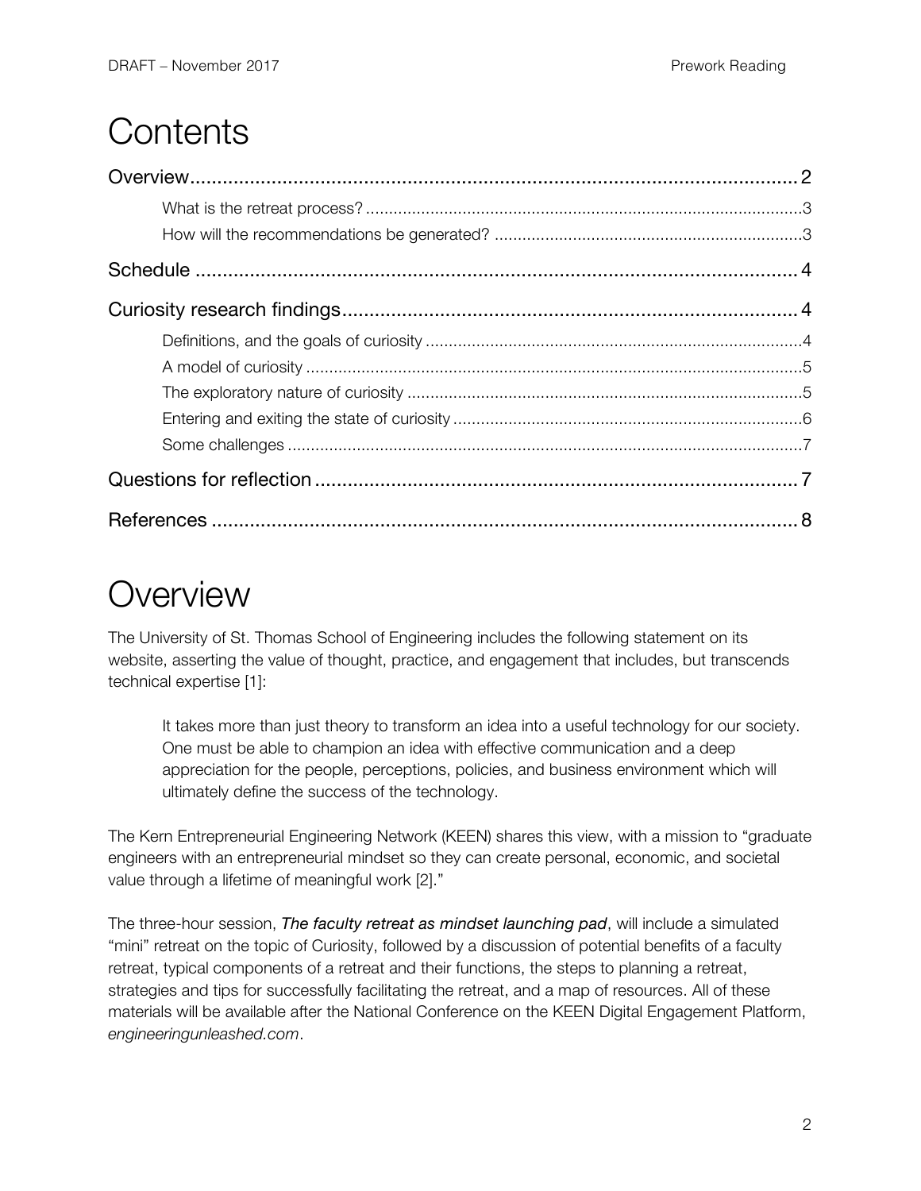# Contents

Overview ........................................................................................................ 2
- What is the retreat process? ........................................................................ 3
- How will the recommendations be generated? ............................................ 3

Schedule ........................................................................................................ 4

Curiosity research findings ............................................................................. 4
- Definitions, and the goals of curiosity .......................................................... 4
- A model of curiosity ...................................................................................... 5
- The exploratory nature of curiosity .............................................................. 5
- Entering and exiting the state of curiosity .................................................... 6
- Some challenges ........................................................................................... 7

Questions for reflection ................................................................................... 7

References ...................................................................................................... 8

# Overview

The University of St. Thomas School of Engineering includes the following statement on its website, asserting the value of thought, practice, and engagement that includes, but transcends technical expertise [1]:

> It takes more than just theory to transform an idea into a useful technology for our society. One must be able to champion an idea with effective communication and a deep appreciation for the people, perceptions, policies, and business environment which will ultimately define the success of the technology.

The Kern Entrepreneurial Engineering Network (KEEN) shares this view, with a mission to "graduate engineers with an entrepreneurial mindset so they can create personal, economic, and societal value through a lifetime of meaningful work [2]."

The three-hour session, ***The faculty retreat as mindset launching pad***, will include a simulated "mini" retreat on the topic of Curiosity, followed by a discussion of potential benefits of a faculty retreat, typical components of a retreat and their functions, the steps to planning a retreat, strategies and tips for successfully facilitating the retreat, and a map of resources. All of these materials will be available after the National Conference on the KEEN Digital Engagement Platform, *engineeringunleashed.com*.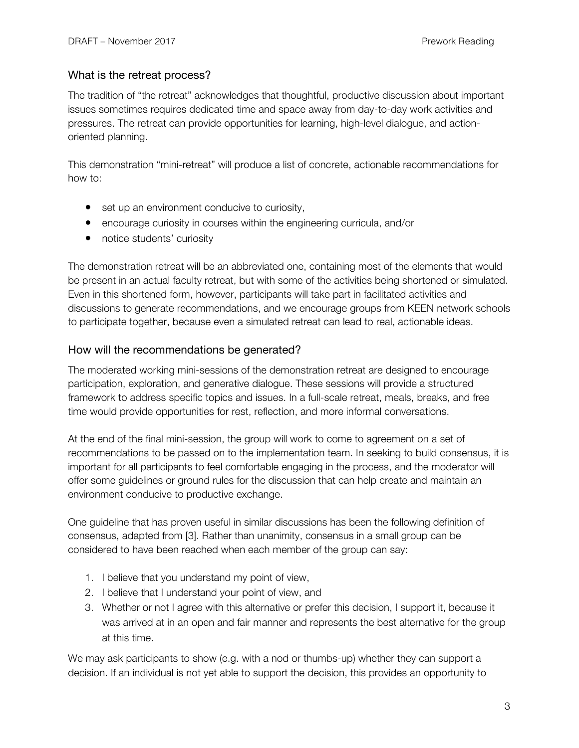## What is the retreat process?

The tradition of "the retreat" acknowledges that thoughtful, productive discussion about important issues sometimes requires dedicated time and space away from day-to-day work activities and pressures. The retreat can provide opportunities for learning, high-level dialogue, and action-oriented planning.

This demonstration "mini-retreat" will produce a list of concrete, actionable recommendations for how to:

- set up an environment conducive to curiosity,
- encourage curiosity in courses within the engineering curricula, and/or
- notice students' curiosity

The demonstration retreat will be an abbreviated one, containing most of the elements that would be present in an actual faculty retreat, but with some of the activities being shortened or simulated. Even in this shortened form, however, participants will take part in facilitated activities and discussions to generate recommendations, and we encourage groups from KEEN network schools to participate together, because even a simulated retreat can lead to real, actionable ideas.

## How will the recommendations be generated?

The moderated working mini-sessions of the demonstration retreat are designed to encourage participation, exploration, and generative dialogue. These sessions will provide a structured framework to address specific topics and issues. In a full-scale retreat, meals, breaks, and free time would provide opportunities for rest, reflection, and more informal conversations.

At the end of the final mini-session, the group will work to come to agreement on a set of recommendations to be passed on to the implementation team. In seeking to build consensus, it is important for all participants to feel comfortable engaging in the process, and the moderator will offer some guidelines or ground rules for the discussion that can help create and maintain an environment conducive to productive exchange.

One guideline that has proven useful in similar discussions has been the following definition of consensus, adapted from [3]. Rather than unanimity, consensus in a small group can be considered to have been reached when each member of the group can say:

1. I believe that you understand my point of view,
2. I believe that I understand your point of view, and
3. Whether or not I agree with this alternative or prefer this decision, I support it, because it was arrived at in an open and fair manner and represents the best alternative for the group at this time.

We may ask participants to show (e.g. with a nod or thumbs-up) whether they can support a decision. If an individual is not yet able to support the decision, this provides an opportunity to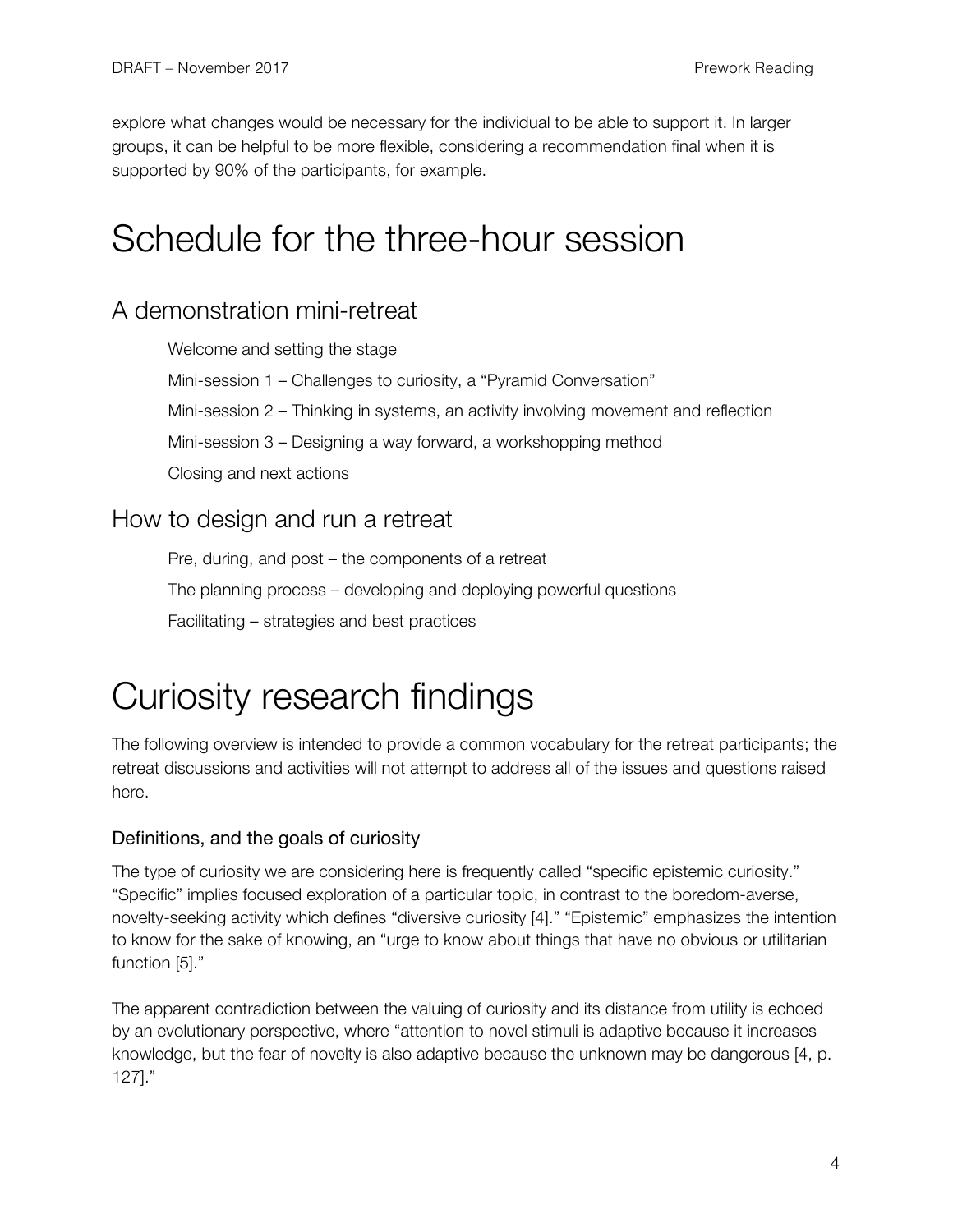explore what changes would be necessary for the individual to be able to support it. In larger groups, it can be helpful to be more flexible, considering a recommendation final when it is supported by 90% of the participants, for example.

# Schedule for the three-hour session

## A demonstration mini-retreat

Welcome and setting the stage

Mini-session 1 – Challenges to curiosity, a "Pyramid Conversation"

Mini-session 2 – Thinking in systems, an activity involving movement and reflection

Mini-session 3 – Designing a way forward, a workshopping method

Closing and next actions

## How to design and run a retreat

Pre, during, and post – the components of a retreat

The planning process – developing and deploying powerful questions

Facilitating – strategies and best practices

# Curiosity research findings

The following overview is intended to provide a common vocabulary for the retreat participants; the retreat discussions and activities will not attempt to address all of the issues and questions raised here.

### Definitions, and the goals of curiosity

The type of curiosity we are considering here is frequently called "specific epistemic curiosity." "Specific" implies focused exploration of a particular topic, in contrast to the boredom-averse, novelty-seeking activity which defines "diversive curiosity [4]." "Epistemic" emphasizes the intention to know for the sake of knowing, an "urge to know about things that have no obvious or utilitarian function [5]."

The apparent contradiction between the valuing of curiosity and its distance from utility is echoed by an evolutionary perspective, where "attention to novel stimuli is adaptive because it increases knowledge, but the fear of novelty is also adaptive because the unknown may be dangerous [4, p. 127]."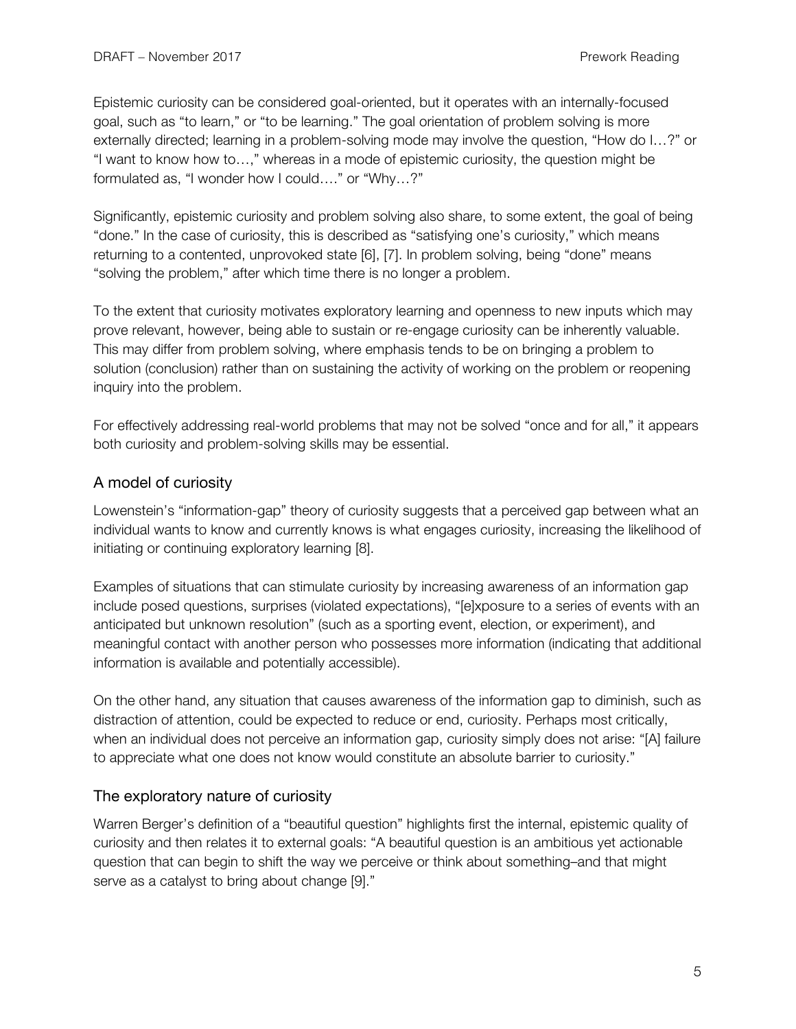Epistemic curiosity can be considered goal-oriented, but it operates with an internally-focused goal, such as "to learn," or "to be learning." The goal orientation of problem solving is more externally directed; learning in a problem-solving mode may involve the question, "How do I…?" or "I want to know how to…," whereas in a mode of epistemic curiosity, the question might be formulated as, "I wonder how I could…." or "Why…?"

Significantly, epistemic curiosity and problem solving also share, to some extent, the goal of being "done." In the case of curiosity, this is described as "satisfying one's curiosity," which means returning to a contented, unprovoked state [6], [7]. In problem solving, being "done" means "solving the problem," after which time there is no longer a problem.

To the extent that curiosity motivates exploratory learning and openness to new inputs which may prove relevant, however, being able to sustain or re-engage curiosity can be inherently valuable. This may differ from problem solving, where emphasis tends to be on bringing a problem to solution (conclusion) rather than on sustaining the activity of working on the problem or reopening inquiry into the problem.

For effectively addressing real-world problems that may not be solved "once and for all," it appears both curiosity and problem-solving skills may be essential.

## A model of curiosity

Lowenstein's "information-gap" theory of curiosity suggests that a perceived gap between what an individual wants to know and currently knows is what engages curiosity, increasing the likelihood of initiating or continuing exploratory learning [8].

Examples of situations that can stimulate curiosity by increasing awareness of an information gap include posed questions, surprises (violated expectations), "[e]xposure to a series of events with an anticipated but unknown resolution" (such as a sporting event, election, or experiment), and meaningful contact with another person who possesses more information (indicating that additional information is available and potentially accessible).

On the other hand, any situation that causes awareness of the information gap to diminish, such as distraction of attention, could be expected to reduce or end, curiosity. Perhaps most critically, when an individual does not perceive an information gap, curiosity simply does not arise: "[A] failure to appreciate what one does not know would constitute an absolute barrier to curiosity."

## The exploratory nature of curiosity

Warren Berger's definition of a "beautiful question" highlights first the internal, epistemic quality of curiosity and then relates it to external goals: "A beautiful question is an ambitious yet actionable question that can begin to shift the way we perceive or think about something–and that might serve as a catalyst to bring about change [9]."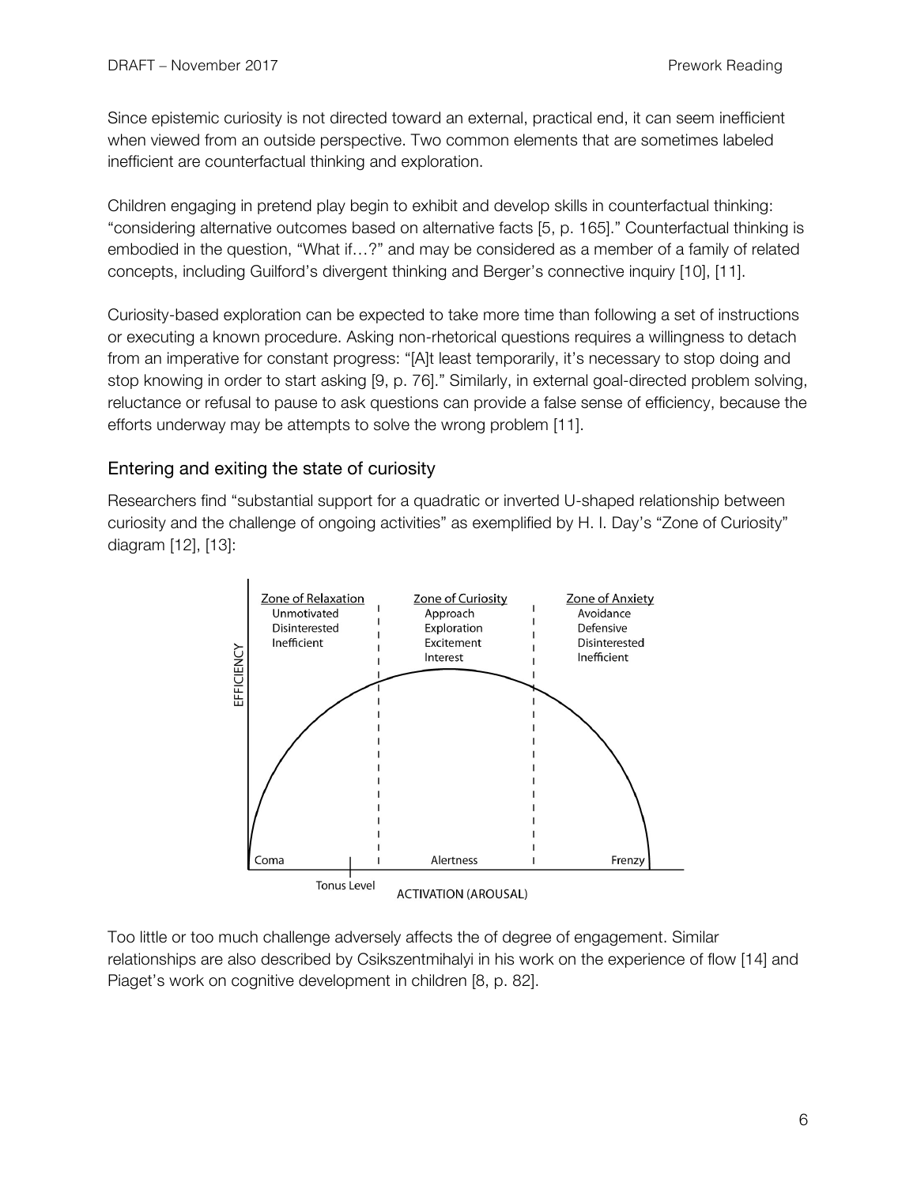Since epistemic curiosity is not directed toward an external, practical end, it can seem inefficient when viewed from an outside perspective. Two common elements that are sometimes labeled inefficient are counterfactual thinking and exploration.

Children engaging in pretend play begin to exhibit and develop skills in counterfactual thinking: "considering alternative outcomes based on alternative facts [5, p. 165]." Counterfactual thinking is embodied in the question, "What if…?" and may be considered as a member of a family of related concepts, including Guilford's divergent thinking and Berger's connective inquiry [10], [11].

Curiosity-based exploration can be expected to take more time than following a set of instructions or executing a known procedure. Asking non-rhetorical questions requires a willingness to detach from an imperative for constant progress: "[A]t least temporarily, it's necessary to stop doing and stop knowing in order to start asking [9, p. 76]." Similarly, in external goal-directed problem solving, reluctance or refusal to pause to ask questions can provide a false sense of efficiency, because the efforts underway may be attempts to solve the wrong problem [11].

## Entering and exiting the state of curiosity

Researchers find "substantial support for a quadratic or inverted U-shaped relationship between curiosity and the challenge of ongoing activities" as exemplified by H. I. Day's "Zone of Curiosity" diagram [12], [13]:

Too little or too much challenge adversely affects the of degree of engagement. Similar relationships are also described by Csikszentmihalyi in his work on the experience of flow [14] and Piaget's work on cognitive development in children [8, p. 82].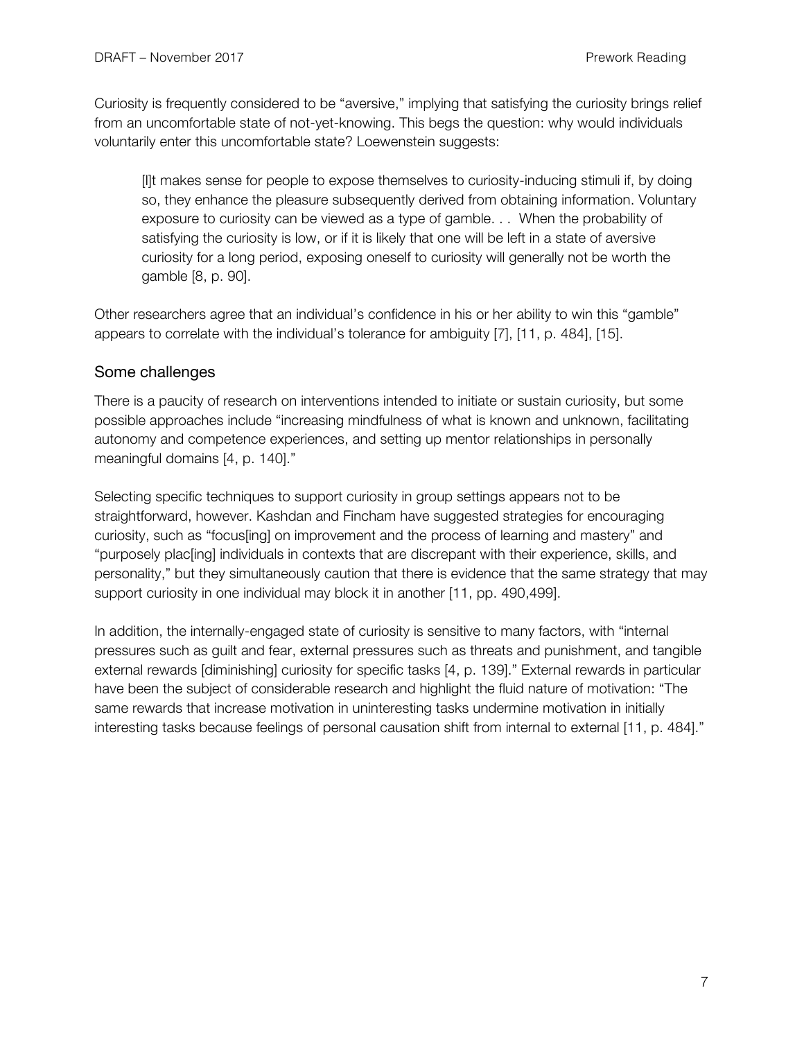Curiosity is frequently considered to be "aversive," implying that satisfying the curiosity brings relief from an uncomfortable state of not-yet-knowing. This begs the question: why would individuals voluntarily enter this uncomfortable state? Loewenstein suggests:

> [I]t makes sense for people to expose themselves to curiosity-inducing stimuli if, by doing so, they enhance the pleasure subsequently derived from obtaining information. Voluntary exposure to curiosity can be viewed as a type of gamble. . . When the probability of satisfying the curiosity is low, or if it is likely that one will be left in a state of aversive curiosity for a long period, exposing oneself to curiosity will generally not be worth the gamble [8, p. 90].

Other researchers agree that an individual's confidence in his or her ability to win this "gamble" appears to correlate with the individual's tolerance for ambiguity [7], [11, p. 484], [15].

## Some challenges

There is a paucity of research on interventions intended to initiate or sustain curiosity, but some possible approaches include "increasing mindfulness of what is known and unknown, facilitating autonomy and competence experiences, and setting up mentor relationships in personally meaningful domains [4, p. 140]."

Selecting specific techniques to support curiosity in group settings appears not to be straightforward, however. Kashdan and Fincham have suggested strategies for encouraging curiosity, such as "focus[ing] on improvement and the process of learning and mastery" and "purposely plac[ing] individuals in contexts that are discrepant with their experience, skills, and personality," but they simultaneously caution that there is evidence that the same strategy that may support curiosity in one individual may block it in another [11, pp. 490,499].

In addition, the internally-engaged state of curiosity is sensitive to many factors, with "internal pressures such as guilt and fear, external pressures such as threats and punishment, and tangible external rewards [diminishing] curiosity for specific tasks [4, p. 139]." External rewards in particular have been the subject of considerable research and highlight the fluid nature of motivation: "The same rewards that increase motivation in uninteresting tasks undermine motivation in initially interesting tasks because feelings of personal causation shift from internal to external [11, p. 484]."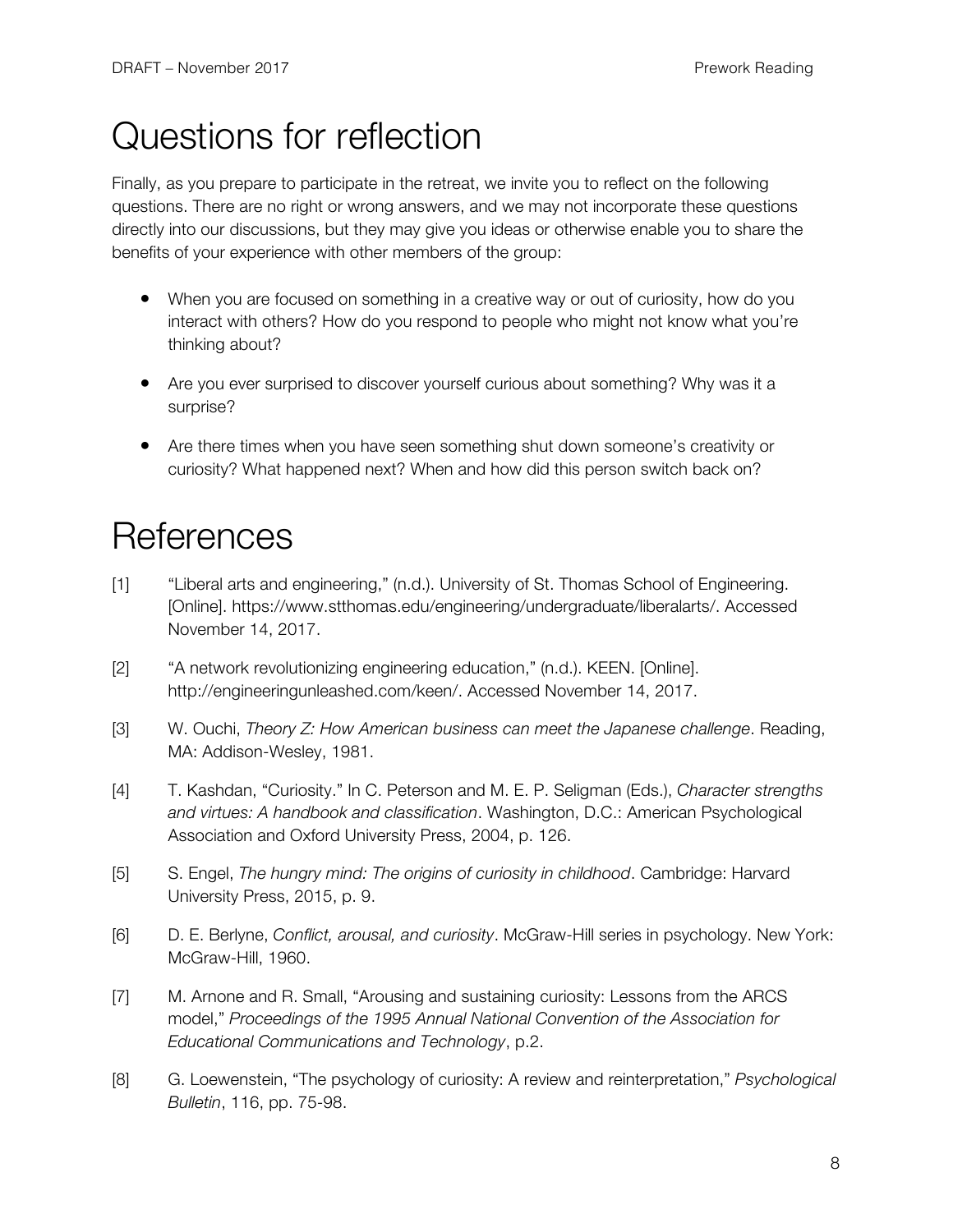# Questions for reflection

Finally, as you prepare to participate in the retreat, we invite you to reflect on the following questions. There are no right or wrong answers, and we may not incorporate these questions directly into our discussions, but they may give you ideas or otherwise enable you to share the benefits of your experience with other members of the group:

- When you are focused on something in a creative way or out of curiosity, how do you interact with others? How do you respond to people who might not know what you're thinking about?
- Are you ever surprised to discover yourself curious about something? Why was it a surprise?
- Are there times when you have seen something shut down someone's creativity or curiosity? What happened next? When and how did this person switch back on?

# References

[1] "Liberal arts and engineering," (n.d.). University of St. Thomas School of Engineering. [Online]. https://www.stthomas.edu/engineering/undergraduate/liberalarts/. Accessed November 14, 2017.

[2] "A network revolutionizing engineering education," (n.d.). KEEN. [Online]. http://engineeringunleashed.com/keen/. Accessed November 14, 2017.

[3] W. Ouchi, *Theory Z: How American business can meet the Japanese challenge*. Reading, MA: Addison-Wesley, 1981.

[4] T. Kashdan, "Curiosity." In C. Peterson and M. E. P. Seligman (Eds.), *Character strengths and virtues: A handbook and classification*. Washington, D.C.: American Psychological Association and Oxford University Press, 2004, p. 126.

[5] S. Engel, *The hungry mind: The origins of curiosity in childhood*. Cambridge: Harvard University Press, 2015, p. 9.

[6] D. E. Berlyne, *Conflict, arousal, and curiosity*. McGraw-Hill series in psychology. New York: McGraw-Hill, 1960.

[7] M. Arnone and R. Small, "Arousing and sustaining curiosity: Lessons from the ARCS model," *Proceedings of the 1995 Annual National Convention of the Association for Educational Communications and Technology*, p.2.

[8] G. Loewenstein, "The psychology of curiosity: A review and reinterpretation," *Psychological Bulletin*, 116, pp. 75-98.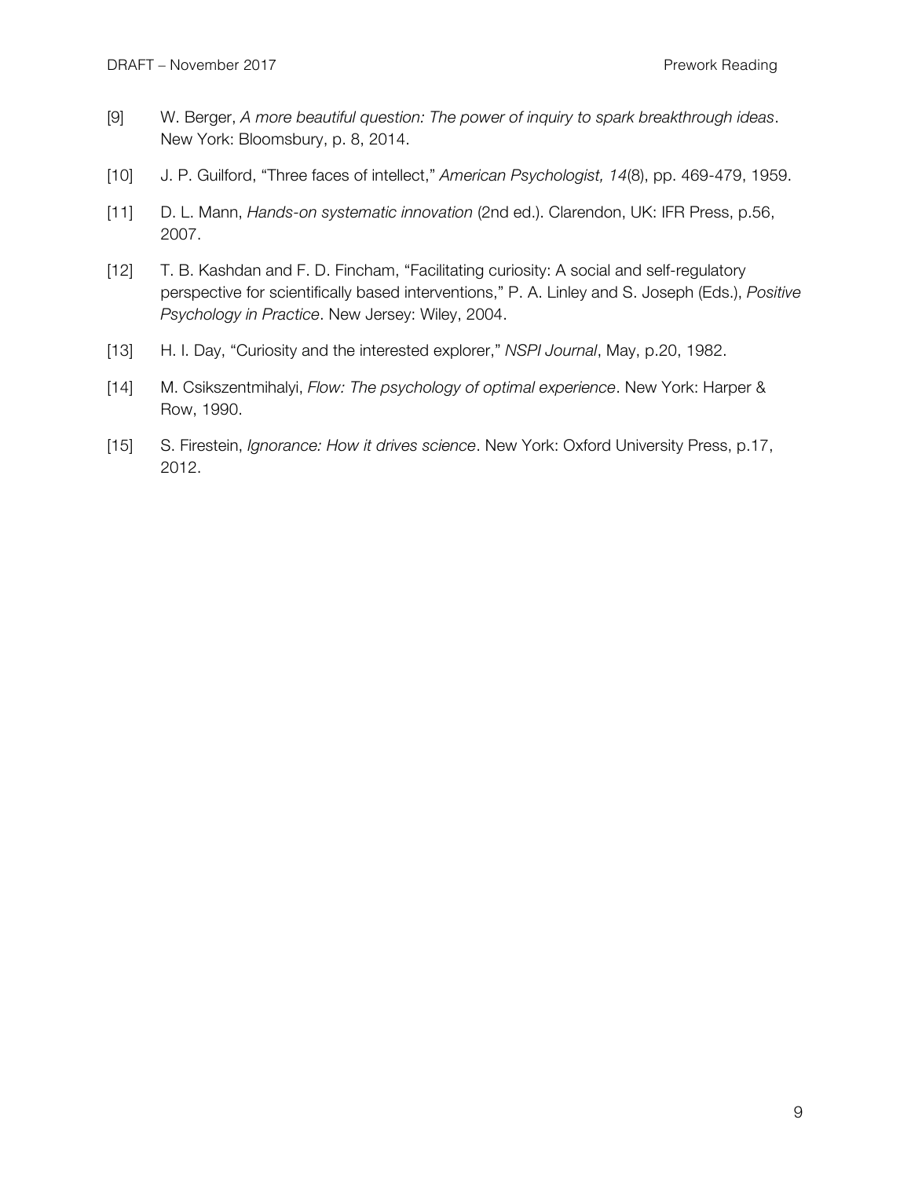[9] W. Berger, *A more beautiful question: The power of inquiry to spark breakthrough ideas*. New York: Bloomsbury, p. 8, 2014.

[10] J. P. Guilford, "Three faces of intellect," *American Psychologist, 14*(8), pp. 469-479, 1959.

[11] D. L. Mann, *Hands-on systematic innovation* (2nd ed.). Clarendon, UK: IFR Press, p.56, 2007.

[12] T. B. Kashdan and F. D. Fincham, "Facilitating curiosity: A social and self-regulatory perspective for scientifically based interventions," P. A. Linley and S. Joseph (Eds.), *Positive Psychology in Practice*. New Jersey: Wiley, 2004.

[13] H. I. Day, "Curiosity and the interested explorer," *NSPI Journal*, May, p.20, 1982.

[14] M. Csikszentmihalyi, *Flow: The psychology of optimal experience*. New York: Harper & Row, 1990.

[15] S. Firestein, *Ignorance: How it drives science*. New York: Oxford University Press, p.17, 2012.